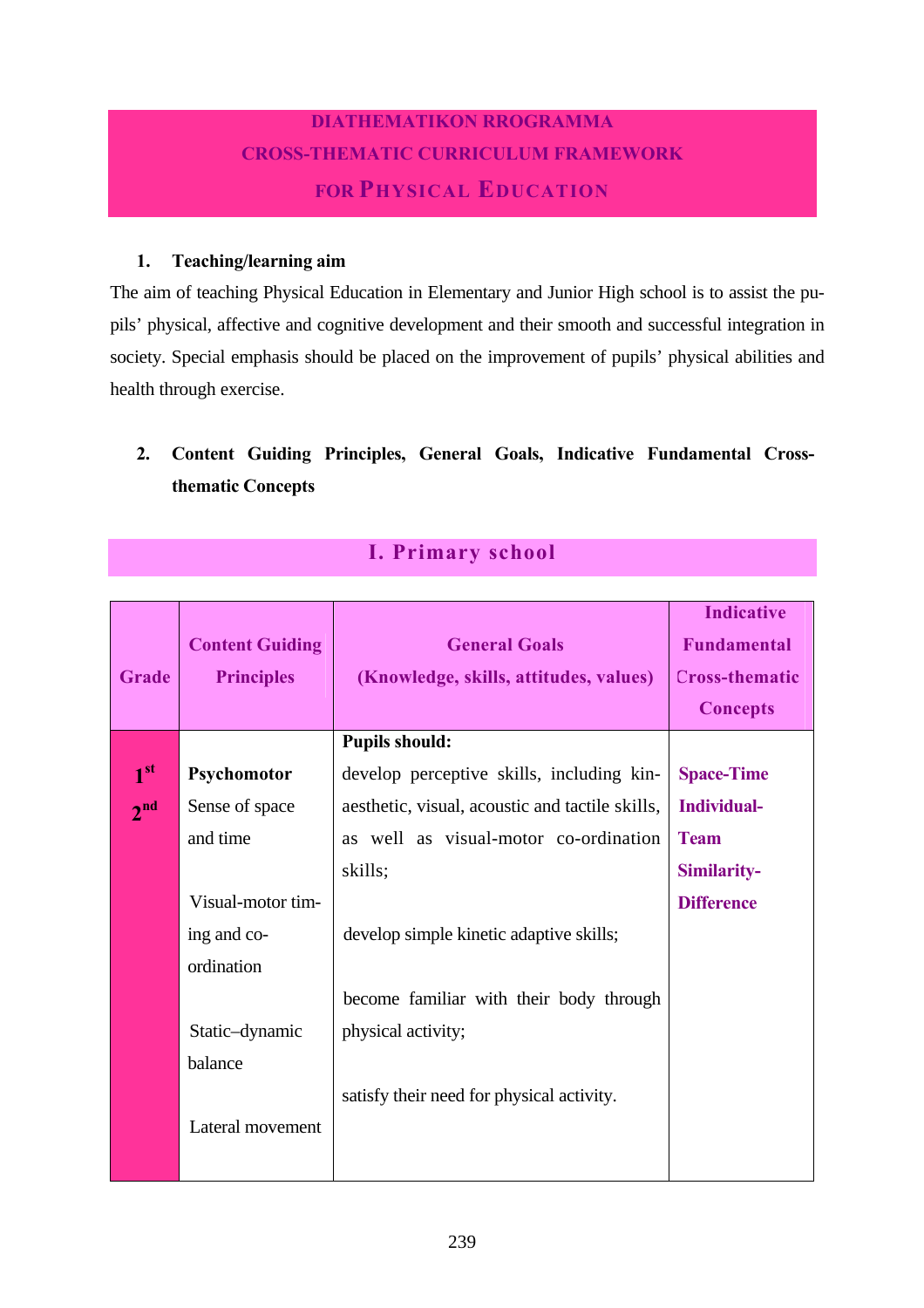# DIATHEMATIKON RROGRAMMA
# CROSS-THEMATIC CURRICULUM FRAMEWORK
# FOR PHYSICAL EDUCATION

## 1. Teaching/learning aim

The aim of teaching Physical Education in Elementary and Junior High school is to assist the pupils' physical, affective and cognitive development and their smooth and successful integration in society. Special emphasis should be placed on the improvement of pupils' physical abilities and health through exercise.

## 2. Content Guiding Principles, General Goals, Indicative Fundamental Cross-thematic Concepts

## I. Primary school

| Grade | Content Guiding Principles | General Goals (Knowledge, skills, attitudes, values) | Indicative Fundamental Cross-thematic Concepts |
|---|---|---|---|
| 1st<br>2nd | **Psychomotor**<br>Sense of space and time<br><br>Visual-motor timing and co-ordination<br><br>Static–dynamic balance<br><br>Lateral movement | **Pupils should:**<br>develop perceptive skills, including kinaesthetic, visual, acoustic and tactile skills, as well as visual-motor co-ordination skills;<br><br>develop simple kinetic adaptive skills;<br><br>become familiar with their body through physical activity;<br><br>satisfy their need for physical activity. | **Space-Time**<br>**Individual-Team**<br>**Similarity-Difference** |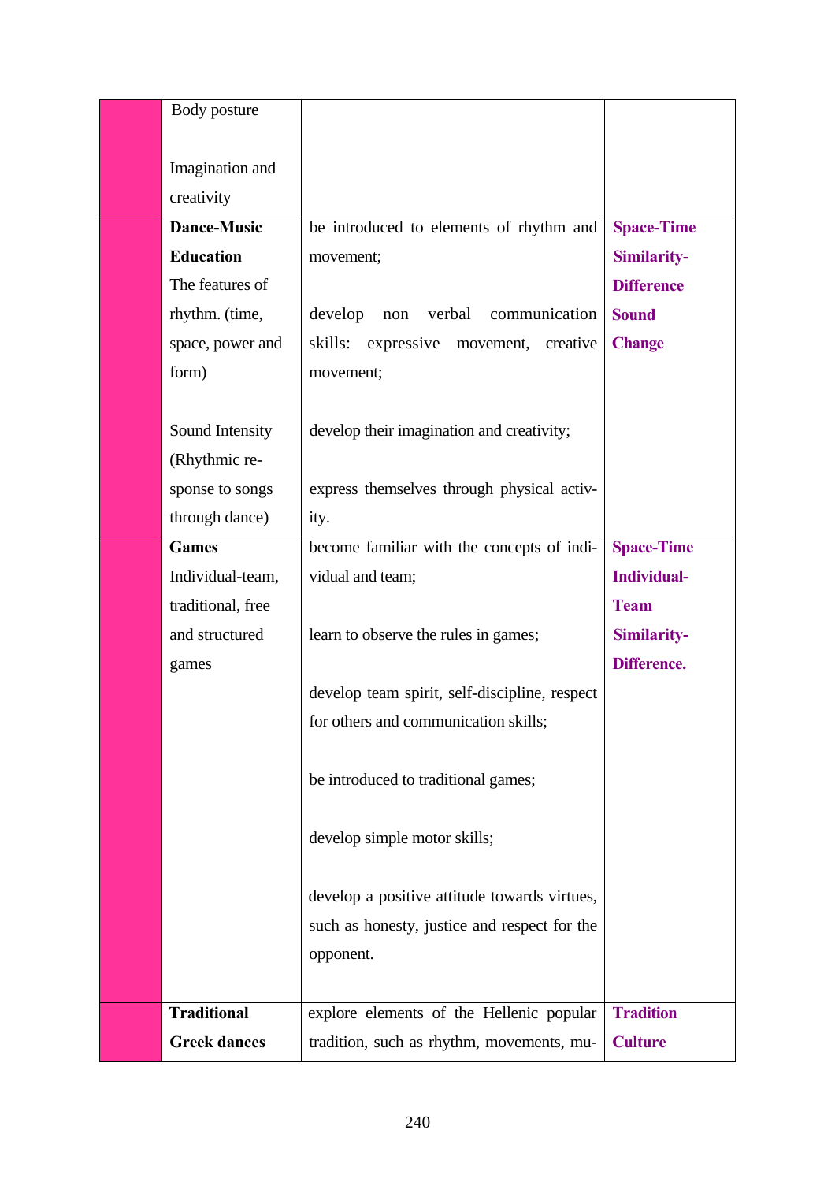| | | | |
|---|---|---|---|
| | Body posture<br><br>Imagination and creativity | | |
| | **Dance-Music Education**<br>The features of rhythm. (time, space, power and form)<br><br>Sound Intensity (Rhythmic response to songs through dance) | be introduced to elements of rhythm and movement;<br><br>develop non verbal communication skills: expressive movement, creative movement;<br><br>develop their imagination and creativity;<br><br>express themselves through physical activity. | **Space-Time**<br>**Similarity-Difference**<br>**Sound**<br>**Change** |
| | **Games**<br>Individual-team, traditional, free and structured games | become familiar with the concepts of individual and team;<br><br>learn to observe the rules in games;<br><br>develop team spirit, self-discipline, respect for others and communication skills;<br><br>be introduced to traditional games;<br><br>develop simple motor skills;<br><br>develop a positive attitude towards virtues, such as honesty, justice and respect for the opponent. | **Space-Time**<br>**Individual-Team**<br>**Similarity-Difference.** |
| | **Traditional Greek dances** | explore elements of the Hellenic popular tradition, such as rhythm, movements, mu- | **Tradition**<br>**Culture** |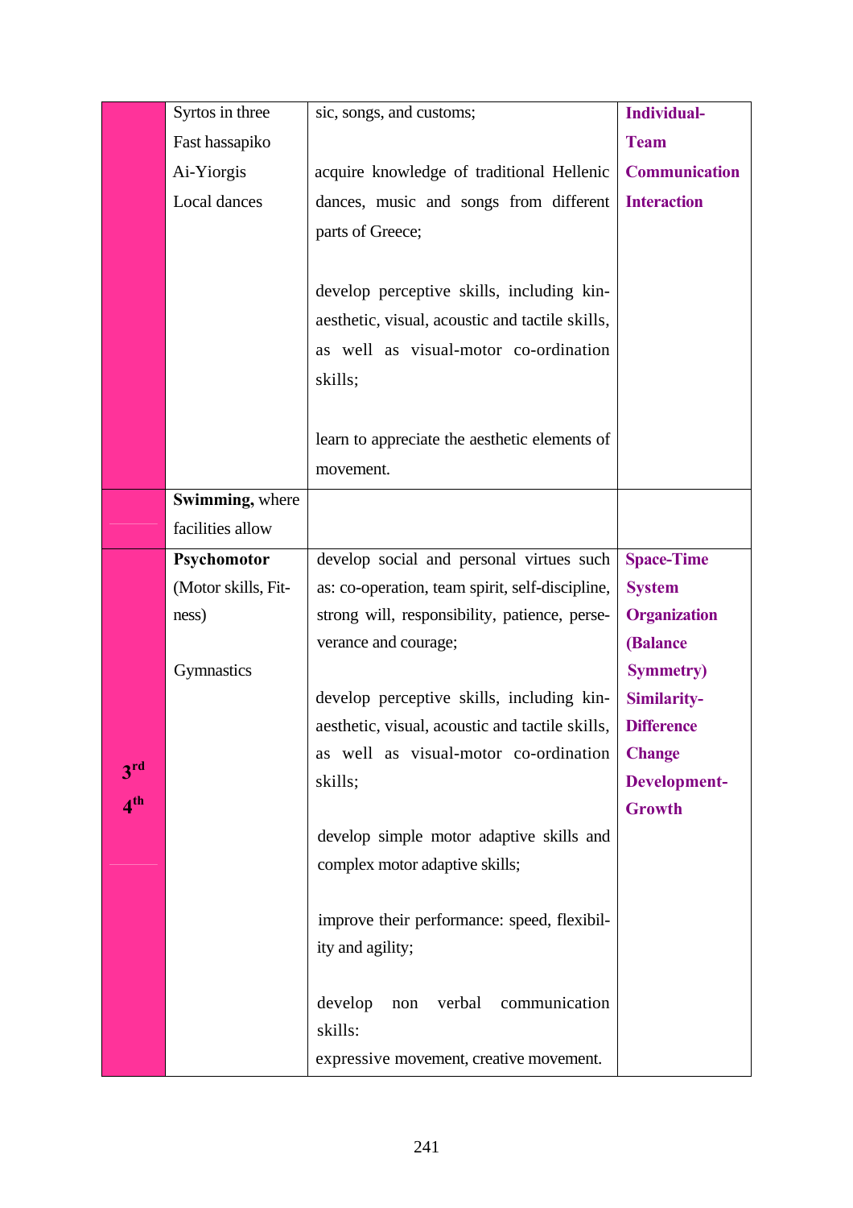| | | | |
|---|---|---|---|
| | Syrtos in three<br>Fast hassapiko<br>Ai-Yiorgis<br>Local dances | sic, songs, and customs;<br><br>acquire knowledge of traditional Hellenic dances, music and songs from different parts of Greece;<br><br>develop perceptive skills, including kinaesthetic, visual, acoustic and tactile skills, as well as visual-motor co-ordination skills;<br><br>learn to appreciate the aesthetic elements of movement. | **Individual-**<br>**Team**<br>**Communication**<br>**Interaction** |
| | **Swimming,** where facilities allow | | |
| **3[rd]**<br>**4[th]** | **Psychomotor**<br>(Motor skills, Fitness)<br><br>Gymnastics | develop social and personal virtues such as: co-operation, team spirit, self-discipline, strong will, responsibility, patience, perseverance and courage;<br><br>develop perceptive skills, including kinaesthetic, visual, acoustic and tactile skills, as well as visual-motor co-ordination skills;<br><br>develop simple motor adaptive skills and complex motor adaptive skills;<br><br>improve their performance: speed, flexibility and agility;<br><br>develop non verbal communication skills:<br>expressive movement, creative movement. | **Space-Time**<br>**System**<br>**Organization**<br>**(Balance**<br>**Symmetry)**<br>**Similarity-**<br>**Difference**<br>**Change**<br>**Development-**<br>**Growth** |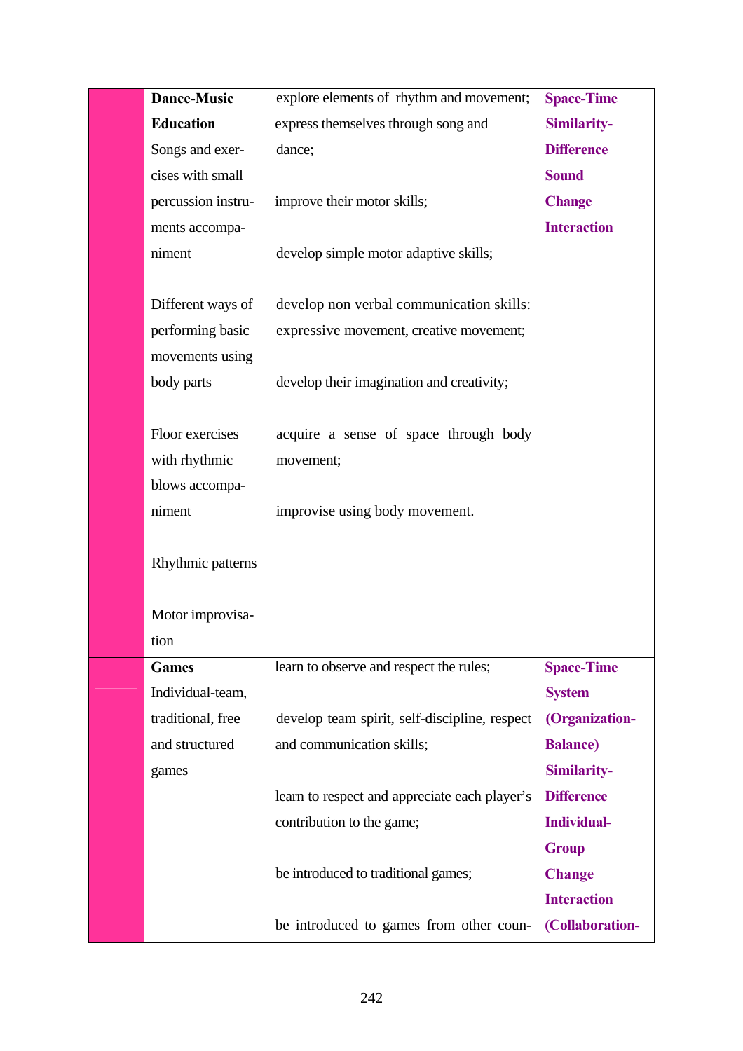| | | | |
|---|---|---|---|
| | **Dance-Music Education**<br>Songs and exercises with small percussion instruments accompaniment<br><br>Different ways of performing basic movements using body parts<br><br>Floor exercises with rhythmic blows accompaniment<br><br>Rhythmic patterns<br><br>Motor improvisation | explore elements of rhythm and movement; express themselves through song and dance;<br><br>improve their motor skills;<br><br>develop simple motor adaptive skills;<br><br>develop non verbal communication skills: expressive movement, creative movement;<br><br>develop their imagination and creativity;<br><br>acquire a sense of space through body movement;<br><br>improvise using body movement. | **Space-Time**<br>**Similarity-Difference**<br>**Sound**<br>**Change**<br>**Interaction** |
| | **Games**<br>Individual-team, traditional, free and structured games | learn to observe and respect the rules;<br><br>develop team spirit, self-discipline, respect and communication skills;<br><br>learn to respect and appreciate each player's contribution to the game;<br><br>be introduced to traditional games;<br><br>be introduced to games from other coun- | **Space-Time**<br>**System (Organization-Balance)**<br>**Similarity-Difference**<br>**Individual-Group**<br>**Change**<br>**Interaction (Collaboration-** |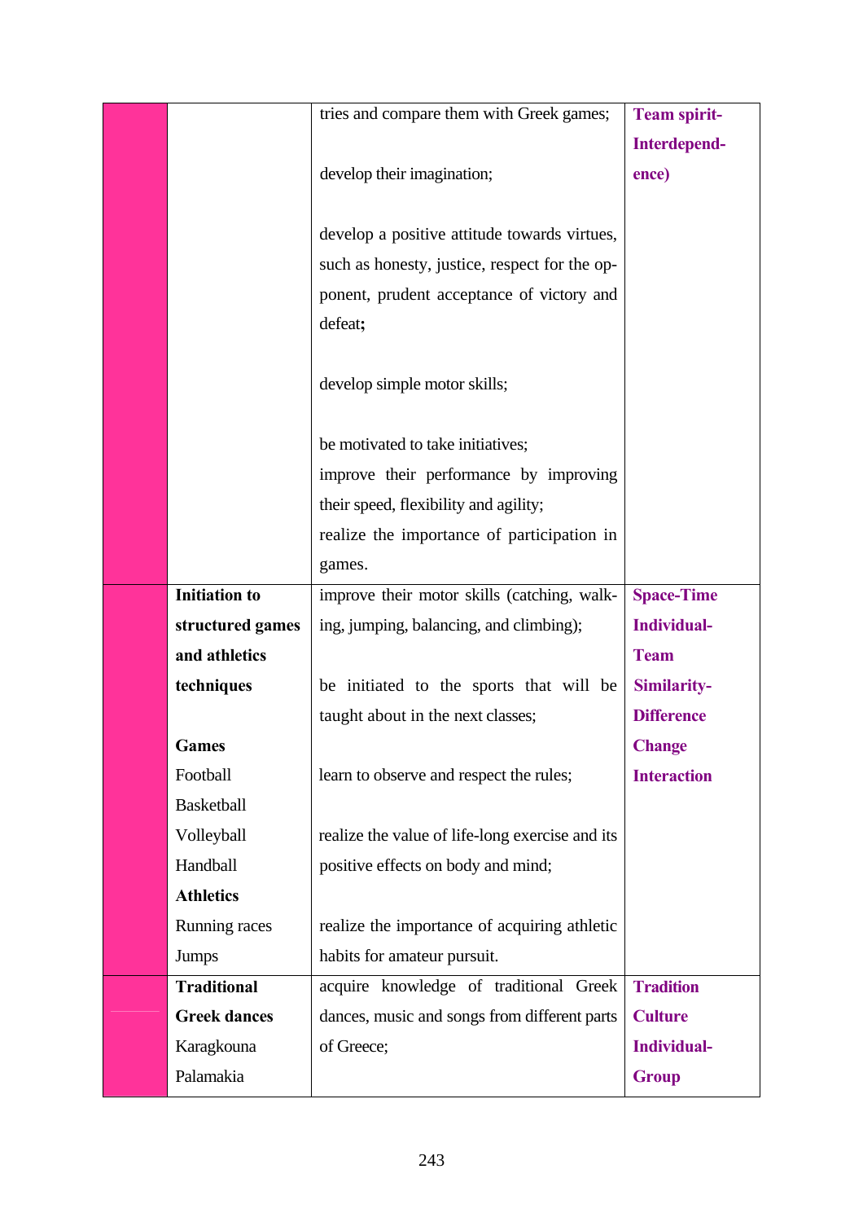| | | | |
|---|---|---|---|
| | | tries and compare them with Greek games;<br><br>develop their imagination;<br><br>develop a positive attitude towards virtues, such as honesty, justice, respect for the opponent, prudent acceptance of victory and defeat;<br><br>develop simple motor skills;<br><br>be motivated to take initiatives;<br>improve their performance by improving their speed, flexibility and agility;<br>realize the importance of participation in games. | **Team spirit-Interdependence)** |
| | **Initiation to structured games and athletics techniques**<br><br>**Games**<br>Football<br>Basketball<br>Volleyball<br>Handball<br>**Athletics**<br>Running races<br>Jumps | improve their motor skills (catching, walking, jumping, balancing, and climbing);<br><br>be initiated to the sports that will be taught about in the next classes;<br><br>learn to observe and respect the rules;<br><br>realize the value of life-long exercise and its positive effects on body and mind;<br><br>realize the importance of acquiring athletic habits for amateur pursuit. | **Space-Time**<br>**Individual-Team**<br>**Similarity-Difference**<br>**Change**<br>**Interaction** |
| | **Traditional Greek dances**<br>Karagkouna<br>Palamakia | acquire knowledge of traditional Greek dances, music and songs from different parts of Greece; | **Tradition**<br>**Culture**<br>**Individual-Group** |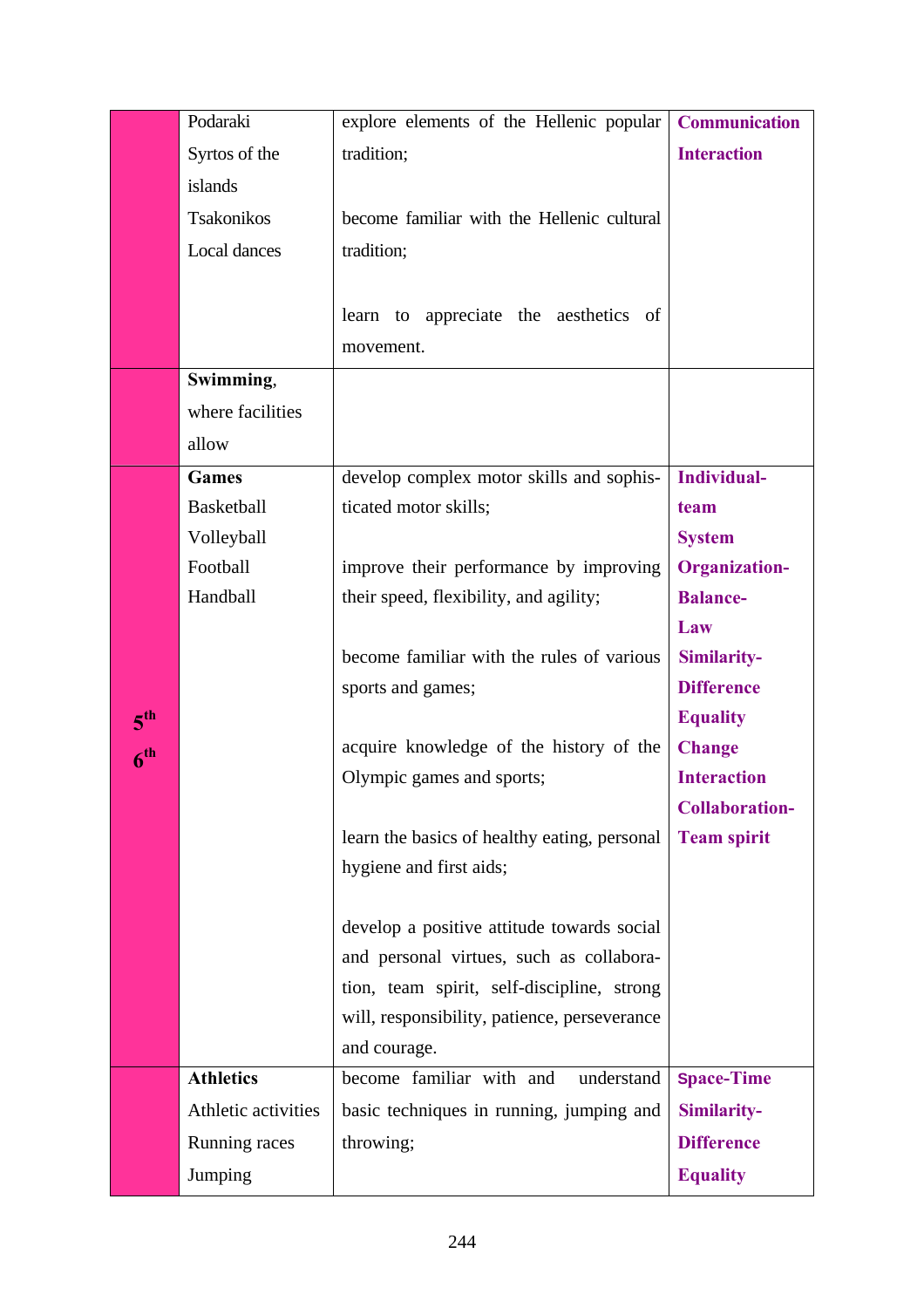| | | | |
|---|---|---|---|
| | Podaraki<br>Syrtos of the islands<br>Tsakonikos<br>Local dances | explore elements of the Hellenic popular tradition;<br><br>become familiar with the Hellenic cultural tradition;<br><br>learn to appreciate the aesthetics of movement. | **Communication**<br>**Interaction** |
| | **Swimming**, where facilities allow | | |
| **5$^{th}$**<br>**6$^{th}$** | **Games**<br>Basketball<br>Volleyball<br>Football<br>Handball | develop complex motor skills and sophisticated motor skills;<br><br>improve their performance by improving their speed, flexibility, and agility;<br><br>become familiar with the rules of various sports and games;<br><br>acquire knowledge of the history of the Olympic games and sports;<br><br>learn the basics of healthy eating, personal hygiene and first aids;<br><br>develop a positive attitude towards social and personal virtues, such as collaboration, team spirit, self-discipline, strong will, responsibility, patience, perseverance and courage. | **Individual-team**<br>**System**<br>**Organization-**<br>**Balance-**<br>**Law**<br>**Similarity-Difference**<br>**Equality**<br>**Change**<br>**Interaction**<br>**Collaboration-**<br>**Team spirit** |
| | **Athletics**<br>Athletic activities<br>Running races<br>Jumping | become familiar with and understand basic techniques in running, jumping and throwing; | **Space-Time**<br>**Similarity-Difference**<br>**Equality** |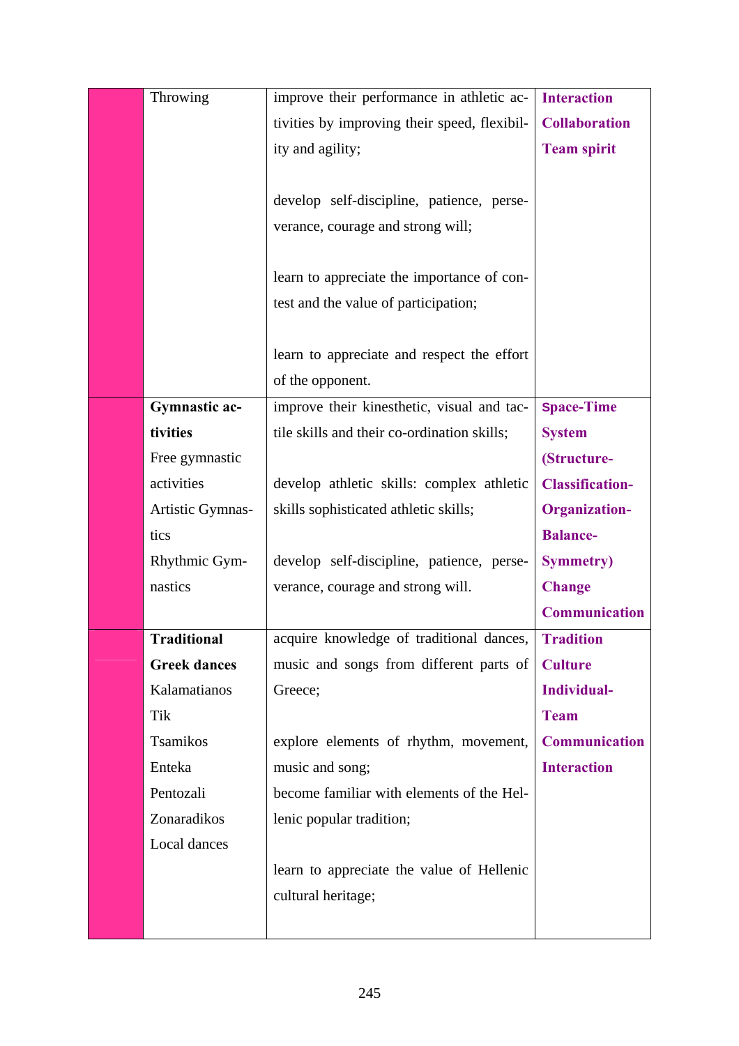| | | | |
|---|---|---|---|
| | Throwing | improve their performance in athletic activities by improving their speed, flexibility and agility;<br><br>develop self-discipline, patience, perseverance, courage and strong will;<br><br>learn to appreciate the importance of contest and the value of participation;<br><br>learn to appreciate and respect the effort of the opponent. | **Interaction**<br>**Collaboration**<br>**Team spirit** |
| | **Gymnastic activities**<br>Free gymnastic activities<br>Artistic Gymnastics<br>Rhythmic Gymnastics | improve their kinesthetic, visual and tactile skills and their co-ordination skills;<br><br>develop athletic skills: complex athletic skills sophisticated athletic skills;<br><br>develop self-discipline, patience, perseverance, courage and strong will. | **Space-Time**<br>**System**<br>**(Structure-**<br>**Classification-**<br>**Organization-**<br>**Balance-**<br>**Symmetry)**<br>**Change**<br>**Communication** |
| | **Traditional Greek dances**<br>Kalamatianos<br>Tik<br>Tsamikos<br>Enteka<br>Pentozali<br>Zonaradikos<br>Local dances | acquire knowledge of traditional dances, music and songs from different parts of Greece;<br><br>explore elements of rhythm, movement, music and song;<br>become familiar with elements of the Hellenic popular tradition;<br><br>learn to appreciate the value of Hellenic cultural heritage; | **Tradition**<br>**Culture**<br>**Individual-**<br>**Team**<br>**Communication**<br>**Interaction** |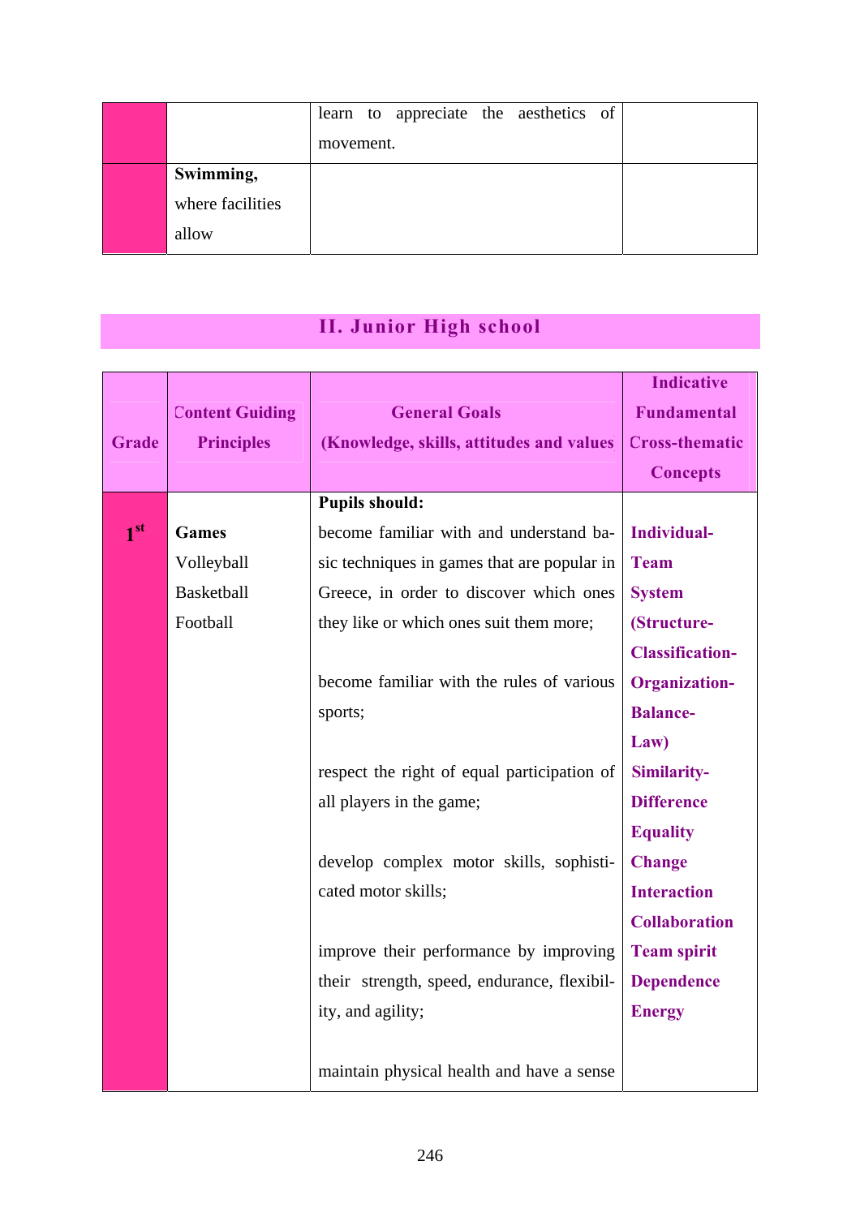| | | learn to appreciate the aesthetics of movement. | |
|---|---|---|---|
| | **Swimming,** where facilities allow | | |

## II. Junior High school

| Grade | Content Guiding Principles | General Goals (Knowledge, skills, attitudes and values | Indicative Fundamental Cross-thematic Concepts |
|---|---|---|---|
| **1st** | **Games** Volleyball Basketball Football | **Pupils should:** become familiar with and understand basic techniques in games that are popular in Greece, in order to discover which ones they like or which ones suit them more; become familiar with the rules of various sports; respect the right of equal participation of all players in the game; develop complex motor skills, sophisticated motor skills; improve their performance by improving their strength, speed, endurance, flexibility, and agility; maintain physical health and have a sense | **Individual-Team System (Structure-Classification-Organization-Balance-Law) Similarity-Difference Equality Change Interaction Collaboration Team spirit Dependence Energy** |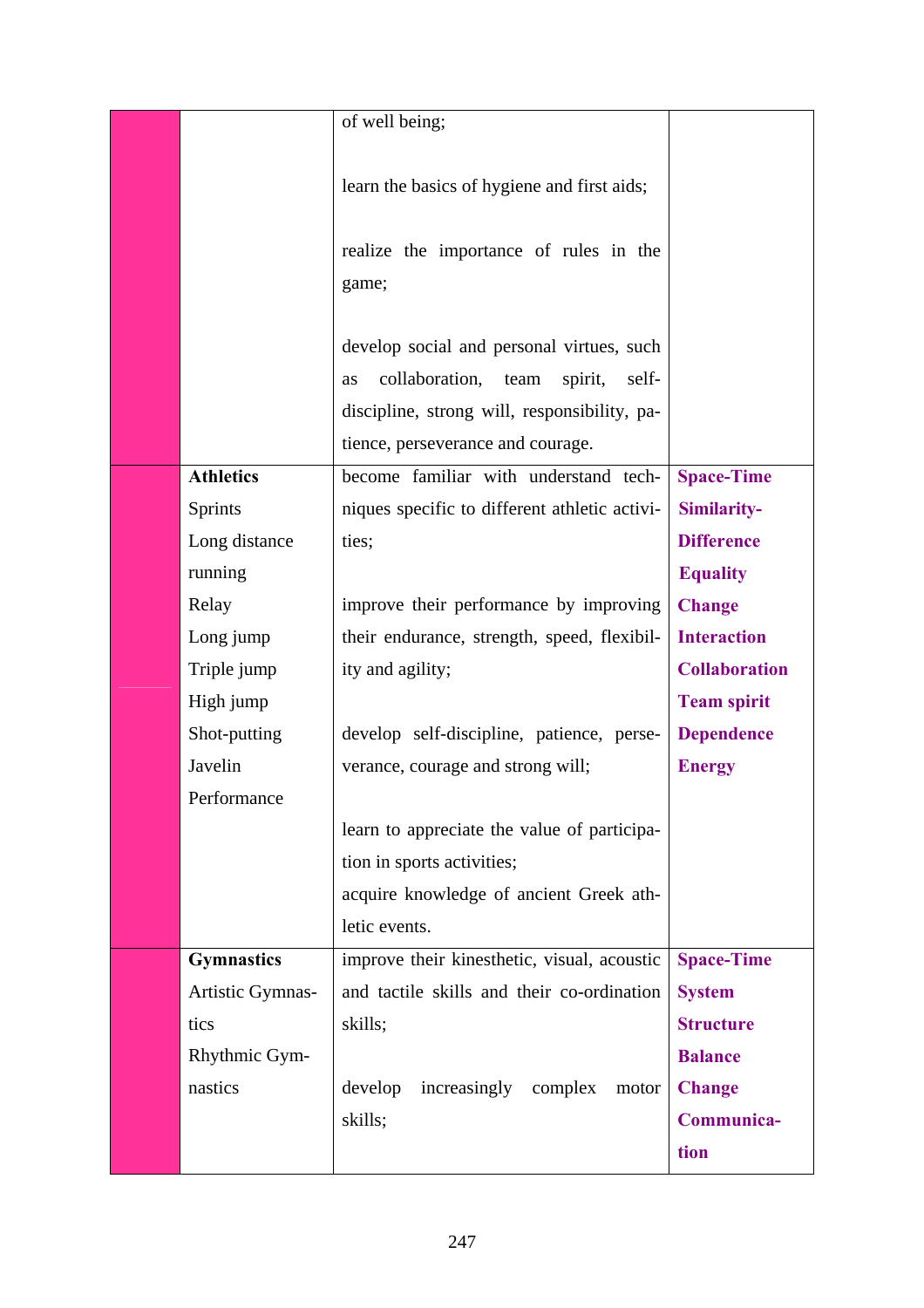| | | | |
|---|---|---|---|
| | | of well being;<br><br>learn the basics of hygiene and first aids;<br><br>realize the importance of rules in the game;<br><br>develop social and personal virtues, such as collaboration, team spirit, self-discipline, strong will, responsibility, patience, perseverance and courage. | |
| | **Athletics**<br>Sprints<br>Long distance running<br>Relay<br>Long jump<br>Triple jump<br>High jump<br>Shot-putting<br>Javelin<br>Performance | become familiar with understand techniques specific to different athletic activities;<br><br>improve their performance by improving their endurance, strength, speed, flexibility and agility;<br><br>develop self-discipline, patience, perseverance, courage and strong will;<br><br>learn to appreciate the value of participation in sports activities;<br>acquire knowledge of ancient Greek athletic events. | **Space-Time**<br>**Similarity-Difference**<br>**Equality**<br>**Change**<br>**Interaction**<br>**Collaboration**<br>**Team spirit**<br>**Dependence**<br>**Energy** |
| | **Gymnastics**<br>Artistic Gymnastics<br>Rhythmic Gymnastics | improve their kinesthetic, visual, acoustic and tactile skills and their co-ordination skills;<br><br>develop increasingly complex motor skills; | **Space-Time**<br>**System**<br>**Structure**<br>**Balance**<br>**Change**<br>**Communication** |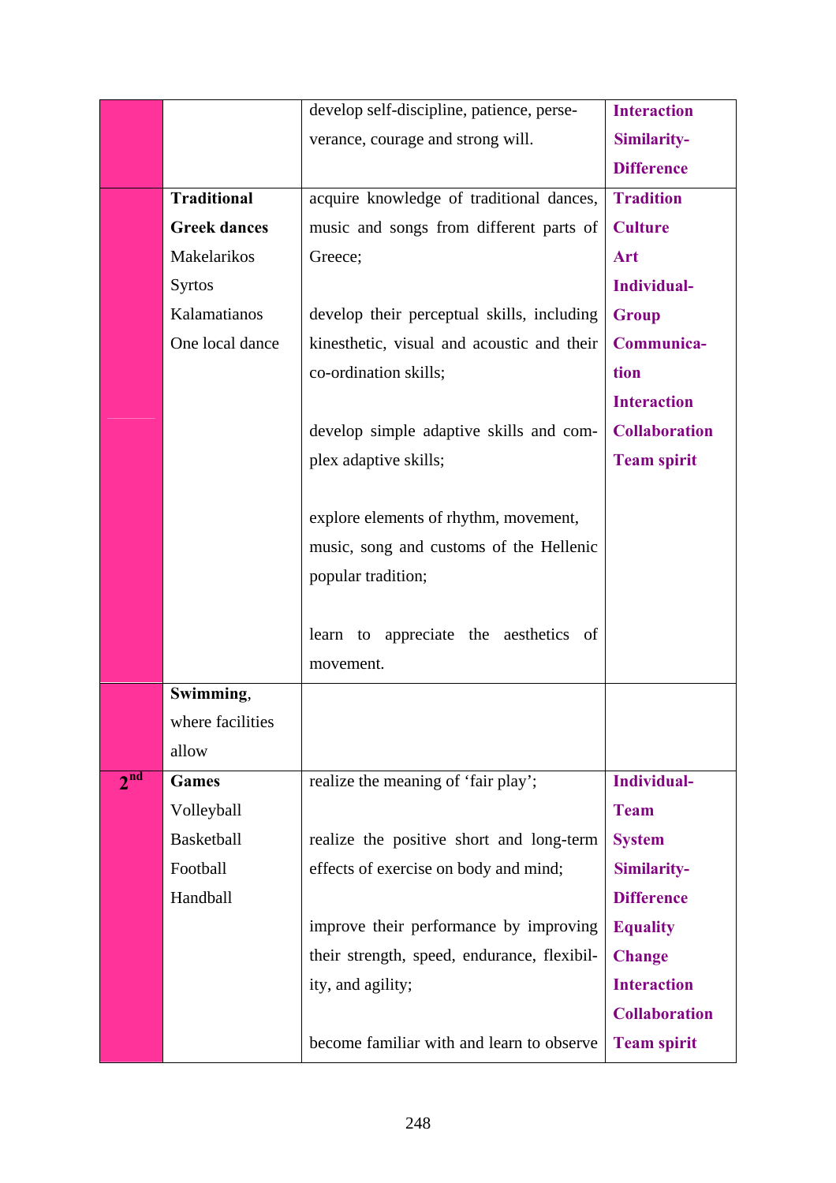| | | | |
|---|---|---|---|
| | | develop self-discipline, patience, perseverance, courage and strong will. | **Interaction**<br>**Similarity-Difference** |
| | **Traditional Greek dances**<br>Makelarikos<br>Syrtos<br>Kalamatianos<br>One local dance | acquire knowledge of traditional dances, music and songs from different parts of Greece;<br><br>develop their perceptual skills, including kinesthetic, visual and acoustic and their co-ordination skills;<br><br>develop simple adaptive skills and complex adaptive skills;<br><br>explore elements of rhythm, movement, music, song and customs of the Hellenic popular tradition;<br><br>learn to appreciate the aesthetics of movement. | **Tradition**<br>**Culture**<br>**Art**<br>**Individual-Group**<br>**Communication**<br>**Interaction**<br>**Collaboration**<br>**Team spirit** |
| | **Swimming**, where facilities allow | | |
| **2nd** | **Games**<br>Volleyball<br>Basketball<br>Football<br>Handball | realize the meaning of 'fair play';<br><br>realize the positive short and long-term effects of exercise on body and mind;<br><br>improve their performance by improving their strength, speed, endurance, flexibility, and agility;<br><br>become familiar with and learn to observe | **Individual-Team**<br>**System**<br>**Similarity-Difference**<br>**Equality**<br>**Change**<br>**Interaction**<br>**Collaboration**<br>**Team spirit** |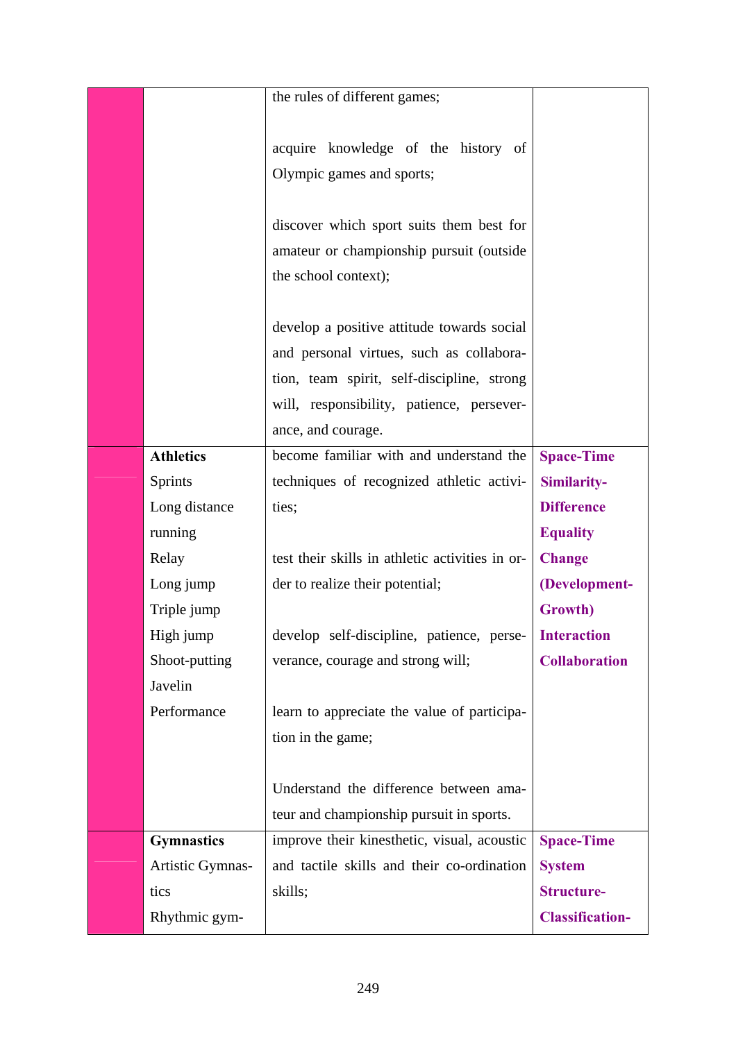| | | | |
|---|---|---|---|
| | | the rules of different games;<br><br>acquire knowledge of the history of Olympic games and sports;<br><br>discover which sport suits them best for amateur or championship pursuit (outside the school context);<br><br>develop a positive attitude towards social and personal virtues, such as collaboration, team spirit, self-discipline, strong will, responsibility, patience, perseverance, and courage. | |
| | **Athletics**<br>Sprints<br>Long distance running<br>Relay<br>Long jump<br>Triple jump<br>High jump<br>Shoot-putting<br>Javelin<br>Performance | become familiar with and understand the techniques of recognized athletic activities;<br><br>test their skills in athletic activities in order to realize their potential;<br><br>develop self-discipline, patience, perseverance, courage and strong will;<br><br>learn to appreciate the value of participation in the game;<br><br>Understand the difference between amateur and championship pursuit in sports. | **Space-Time**<br>**Similarity-Difference**<br>**Equality**<br>**Change (Development-Growth)**<br>**Interaction**<br>**Collaboration** |
| | **Gymnastics**<br>Artistic Gymnastics<br>Rhythmic gym- | improve their kinesthetic, visual, acoustic and tactile skills and their co-ordination skills; | **Space-Time**<br>**System**<br>**Structure-Classification-** |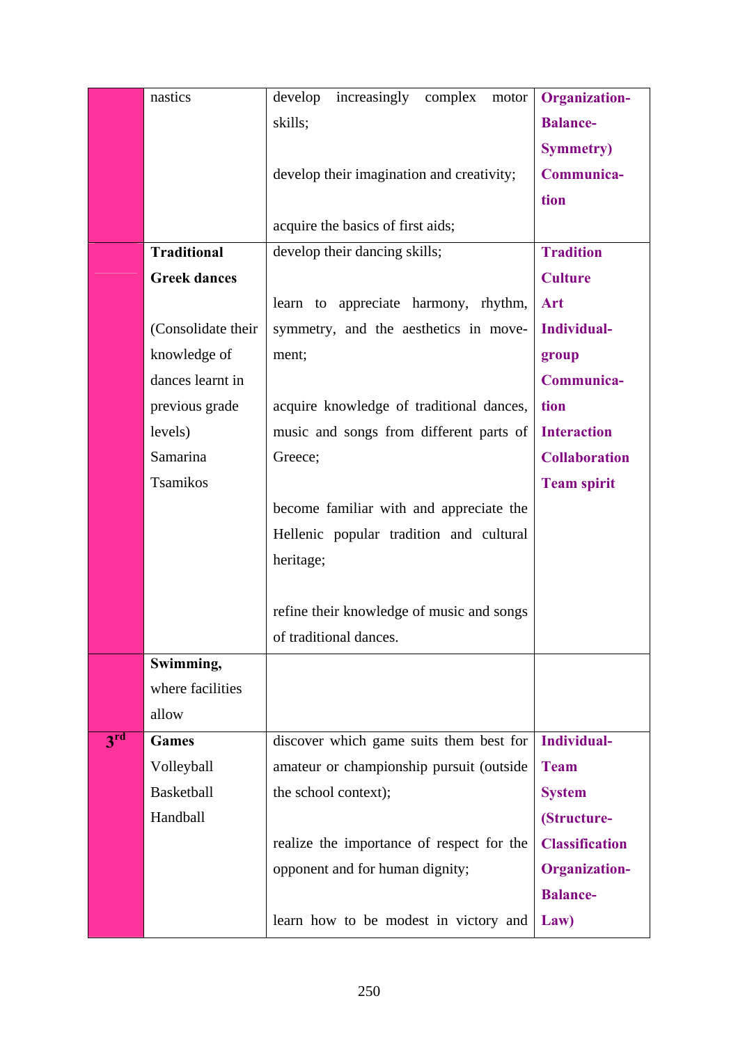| | nastics | develop increasingly complex motor skills;<br><br>develop their imagination and creativity;<br><br>acquire the basics of first aids; | **Organization-Balance-Symmetry)**<br>**Communication** |
|---|---|---|---|
| | **Traditional Greek dances**<br><br>(Consolidate their knowledge of dances learnt in previous grade levels)<br>Samarina<br>Tsamikos | develop their dancing skills;<br><br>learn to appreciate harmony, rhythm, symmetry, and the aesthetics in movement;<br><br>acquire knowledge of traditional dances, music and songs from different parts of Greece;<br><br>become familiar with and appreciate the Hellenic popular tradition and cultural heritage;<br><br>refine their knowledge of music and songs of traditional dances. | **Tradition**<br>**Culture**<br>**Art**<br>**Individual-group**<br>**Communication**<br>**Interaction**<br>**Collaboration**<br>**Team spirit** |
| | **Swimming,** where facilities allow | | |
| **3rd** | **Games**<br>Volleyball<br>Basketball<br>Handball | discover which game suits them best for amateur or championship pursuit (outside the school context);<br><br>realize the importance of respect for the opponent and for human dignity;<br><br>learn how to be modest in victory and | **Individual-Team**<br>**System (Structure-Classification Organization-Balance-Law)** |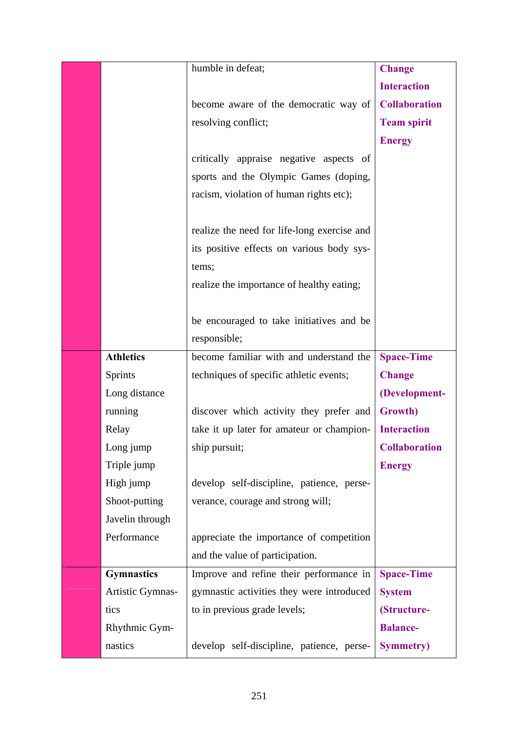|  |  |  |  |
|---|---|---|---|
|  |  | humble in defeat;<br><br>become aware of the democratic way of resolving conflict;<br><br>critically appraise negative aspects of sports and the Olympic Games (doping, racism, violation of human rights etc);<br><br>realize the need for life-long exercise and its positive effects on various body systems;<br>realize the importance of healthy eating;<br><br>be encouraged to take initiatives and be responsible; | **Change**<br>**Interaction**<br>**Collaboration**<br>**Team spirit**<br>**Energy** |
|  | **Athletics**<br>Sprints<br>Long distance running<br>Relay<br>Long jump<br>Triple jump<br>High jump<br>Shoot-putting<br>Javelin through<br>Performance | become familiar with and understand the techniques of specific athletic events;<br><br>discover which activity they prefer and take it up later for amateur or championship pursuit;<br><br>develop self-discipline, patience, perseverance, courage and strong will;<br><br>appreciate the importance of competition and the value of participation. | **Space-Time**<br>**Change (Development-Growth)**<br>**Interaction**<br>**Collaboration**<br>**Energy** |
|  | **Gymnastics**<br>Artistic Gymnastics<br>Rhythmic Gymnastics | Improve and refine their performance in gymnastic activities they were introduced to in previous grade levels;<br><br>develop self-discipline, patience, perse- | **Space-Time**<br>**System (Structure-Balance-Symmetry)** |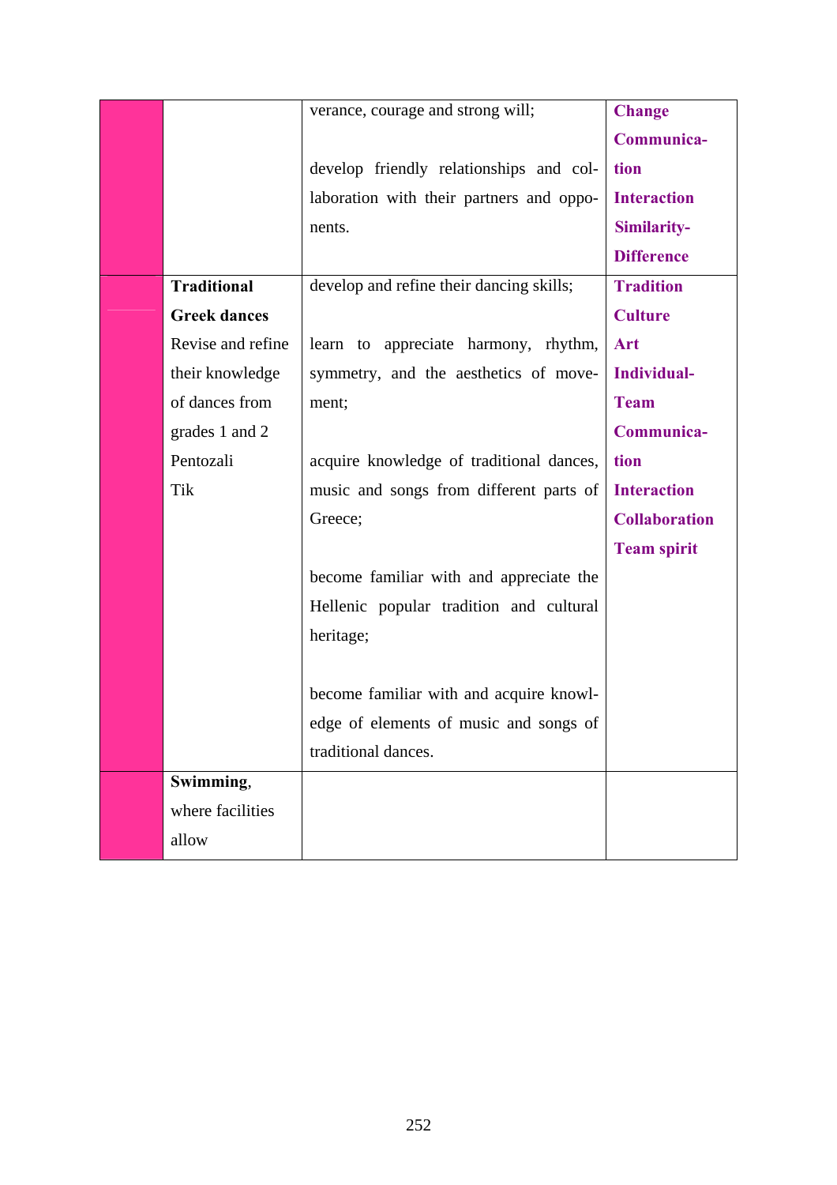| | | | |
|---|---|---|---|
| | | verance, courage and strong will;<br><br>develop friendly relationships and collaboration with their partners and opponents. | **Change**<br>**Communication**<br>**Interaction**<br>**Similarity-Difference** |
| | **Traditional Greek dances**<br>Revise and refine their knowledge of dances from grades 1 and 2<br>Pentozali<br>Tik | develop and refine their dancing skills;<br><br>learn to appreciate harmony, rhythm, symmetry, and the aesthetics of movement;<br><br>acquire knowledge of traditional dances, music and songs from different parts of Greece;<br><br>become familiar with and appreciate the Hellenic popular tradition and cultural heritage;<br><br>become familiar with and acquire knowledge of elements of music and songs of traditional dances. | **Tradition**<br>**Culture**<br>**Art**<br>**Individual-Team**<br>**Communication**<br>**Interaction**<br>**Collaboration**<br>**Team spirit** |
| | **Swimming**, where facilities allow | | |